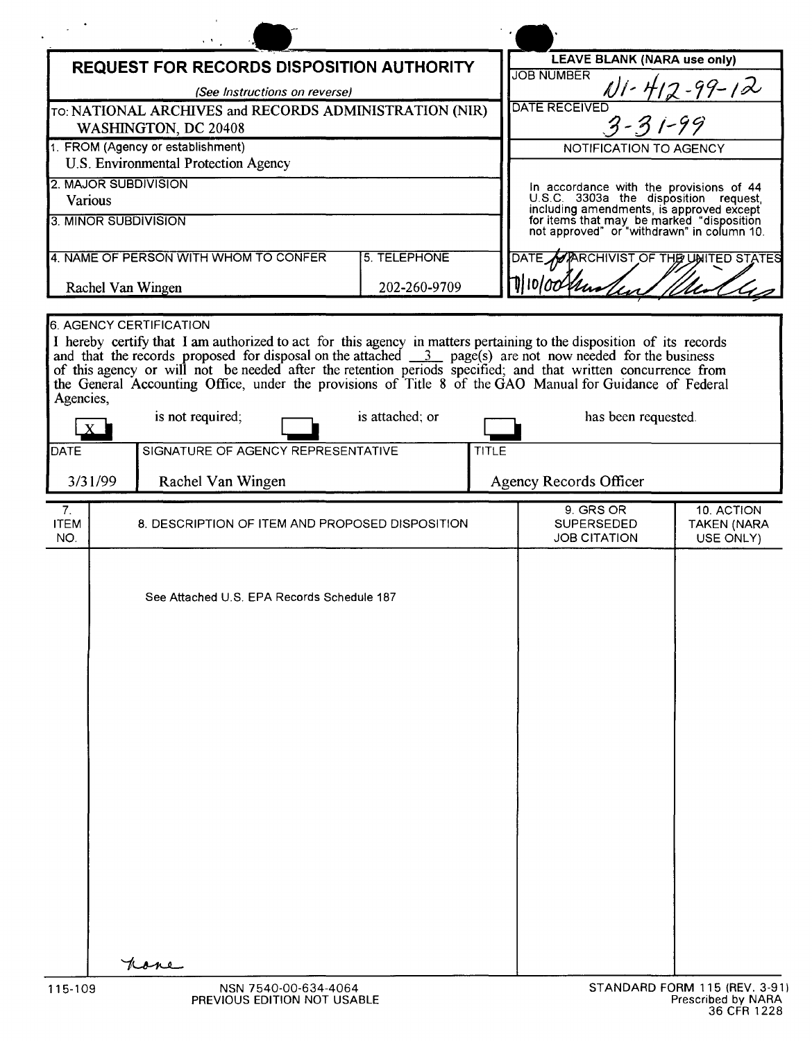# REQUEST FOR RECORDS DISPOSITION AUTHORITY

*(See Instructions on reverse)*

**LEAVE BLANK (NARA use only)**

JOB NUMBER: N1-412-99-12

DATE RECEIVED: 3-31-99

NOTIFICATION TO AGENCY

In accordance with the provisions of 44 U.S.C. 3303a the disposition request, including amendments, is approved except for items that may be marked "disposition not approved" or "withdrawn" in column 10.

DATE / ARCHIVIST OF THE UNITED STATES: 11/10/00 [signature]

TO: NATIONAL ARCHIVES and RECORDS ADMINISTRATION (NIR) WASHINGTON, DC 20408

1. FROM (Agency or establishment): U.S. Environmental Protection Agency

2. MAJOR SUBDIVISION: Various

3. MINOR SUBDIVISION:

4. NAME OF PERSON WITH WHOM TO CONFER: Rachel Van Wingen

5. TELEPHONE: 202-260-9709

## 6. AGENCY CERTIFICATION

I hereby certify that I am authorized to act for this agency in matters pertaining to the disposition of its records and that the records proposed for disposal on the attached 3 page(s) are not now needed for the business of this agency or will not be needed after the retention periods specified; and that written concurrence from the General Accounting Office, under the provisions of Title 8 of the GAO Manual for Guidance of Federal Agencies,

[X] is not required; [ ] is attached; or [ ] has been requested.

| DATE | SIGNATURE OF AGENCY REPRESENTATIVE | TITLE |
|---|---|---|
| 3/31/99 | Rachel Van Wingen | Agency Records Officer |

| 7. ITEM NO. | 8. DESCRIPTION OF ITEM AND PROPOSED DISPOSITION | 9. GRS OR SUPERSEDED JOB CITATION | 10. ACTION TAKEN (NARA USE ONLY) |
|---|---|---|---|
| | See Attached U.S. EPA Records Schedule 187 | | |
| | none | | |

115-109 NSN 7540-00-634-4064 PREVIOUS EDITION NOT USABLE

STANDARD FORM 115 (REV. 3-91) Prescribed by NARA 36 CFR 1228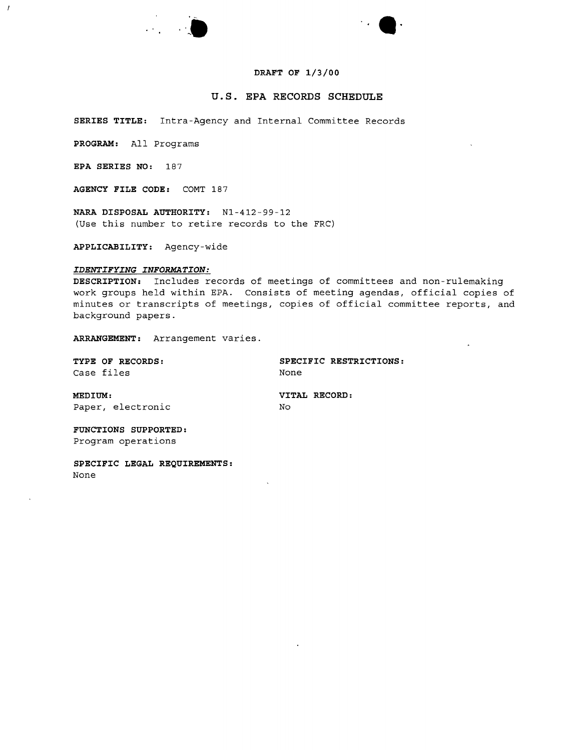**DRAFT OF 1/3/00**

# U.S. EPA RECORDS SCHEDULE

**SERIES TITLE:** Intra-Agency and Internal Committee Records

**PROGRAM:** All Programs

**EPA SERIES NO:** 187

**AGENCY FILE CODE:** COMT 187

**NARA DISPOSAL AUTHORITY:** N1-412-99-12
(Use this number to retire records to the FRC)

**APPLICABILITY:** Agency-wide

***IDENTIFYING INFORMATION:***

**DESCRIPTION:** Includes records of meetings of committees and non-rulemaking work groups held within EPA. Consists of meeting agendas, official copies of minutes or transcripts of meetings, copies of official committee reports, and background papers.

**ARRANGEMENT:** Arrangement varies.

**TYPE OF RECORDS:**
Case files

**SPECIFIC RESTRICTIONS:**
None

**MEDIUM:**
Paper, electronic

**VITAL RECORD:**
No

**FUNCTIONS SUPPORTED:**
Program operations

**SPECIFIC LEGAL REQUIREMENTS:**
None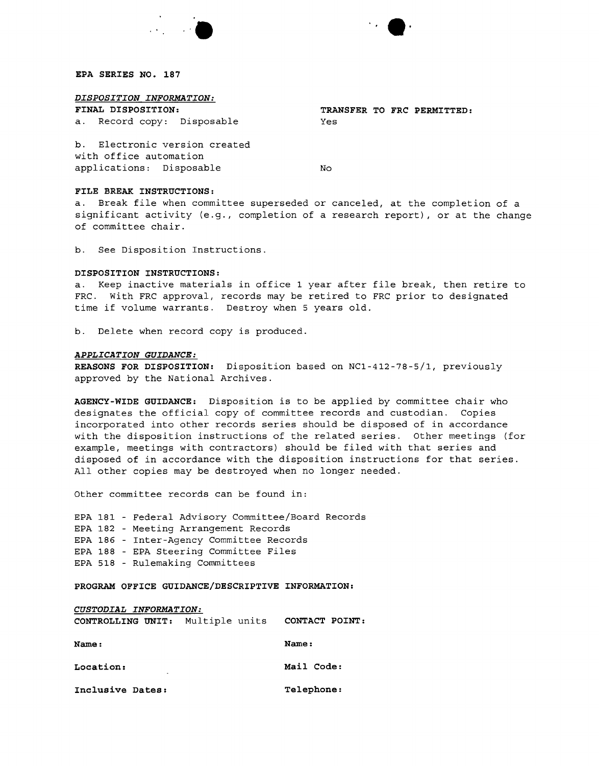**EPA SERIES NO. 187**

*DISPOSITION INFORMATION:*

| **FINAL DISPOSITION:** | **TRANSFER TO FRC PERMITTED:** |
|---|---|
| a. Record copy: Disposable | Yes |
| b. Electronic version created with office automation applications: Disposable | No |

**FILE BREAK INSTRUCTIONS:**

a. Break file when committee superseded or canceled, at the completion of a significant activity (e.g., completion of a research report), or at the change of committee chair.

b. See Disposition Instructions.

**DISPOSITION INSTRUCTIONS:**

a. Keep inactive materials in office 1 year after file break, then retire to FRC. With FRC approval, records may be retired to FRC prior to designated time if volume warrants. Destroy when 5 years old.

b. Delete when record copy is produced.

***APPLICATION GUIDANCE:***

**REASONS FOR DISPOSITION:** Disposition based on NC1-412-78-5/1, previously approved by the National Archives.

**AGENCY-WIDE GUIDANCE:** Disposition is to be applied by committee chair who designates the official copy of committee records and custodian. Copies incorporated into other records series should be disposed of in accordance with the disposition instructions of the related series. Other meetings (for example, meetings with contractors) should be filed with that series and disposed of in accordance with the disposition instructions for that series. All other copies may be destroyed when no longer needed.

Other committee records can be found in:

EPA 181 - Federal Advisory Committee/Board Records
EPA 182 - Meeting Arrangement Records
EPA 186 - Inter-Agency Committee Records
EPA 188 - EPA Steering Committee Files
EPA 518 - Rulemaking Committees

**PROGRAM OFFICE GUIDANCE/DESCRIPTIVE INFORMATION:**

*CUSTODIAL INFORMATION:*

| **CONTROLLING UNIT:** Multiple units | **CONTACT POINT:** |
|---|---|
| **Name:** | **Name:** |
| **Location:** | **Mail Code:** |
| **Inclusive Dates:** | **Telephone:** |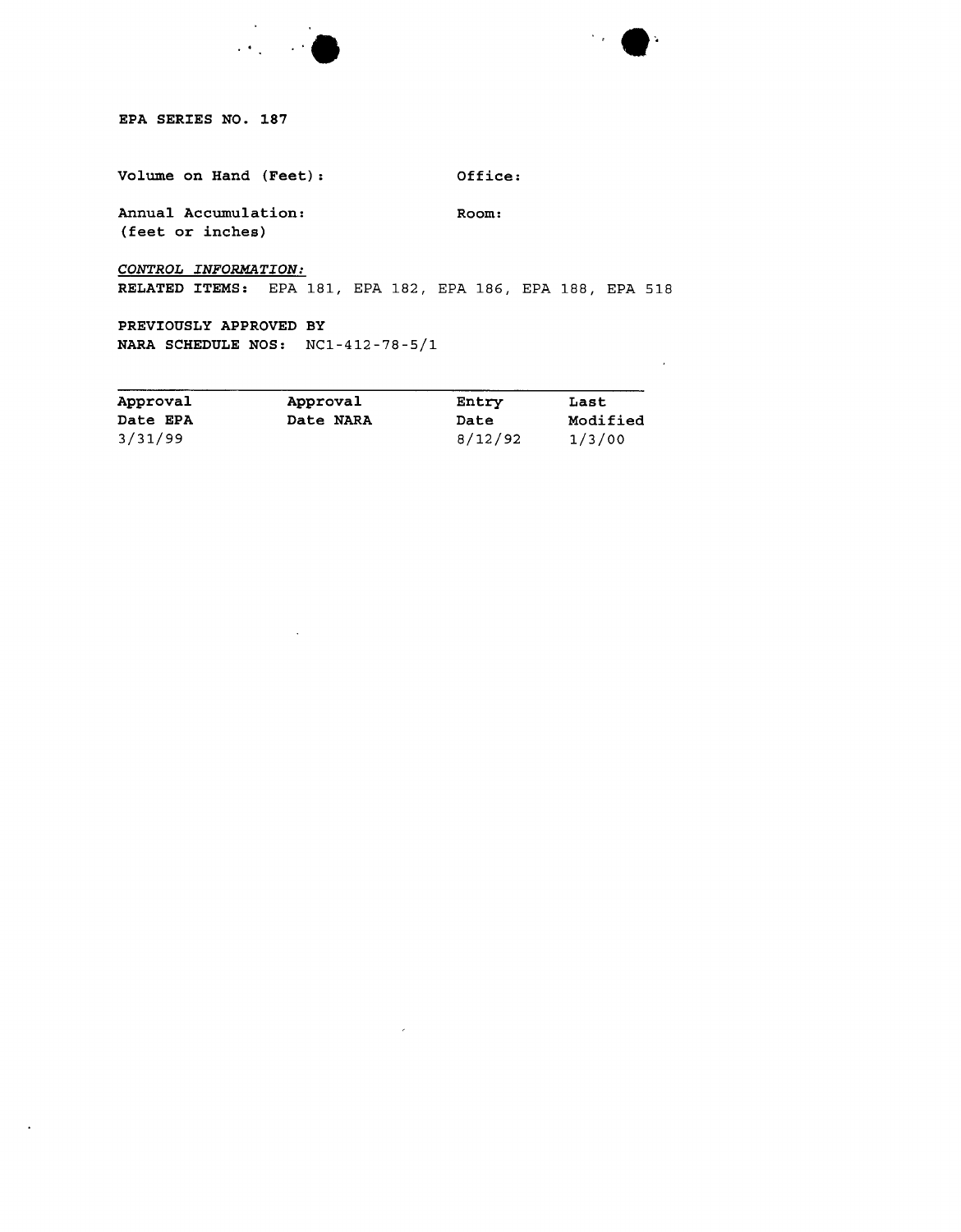**EPA SERIES NO. 187**

**Volume on Hand (Feet):** **Office:**

**Annual Accumulation:** **Room:**
**(feet or inches)**

*CONTROL INFORMATION:*
**RELATED ITEMS:** EPA 181, EPA 182, EPA 186, EPA 188, EPA 518

**PREVIOUSLY APPROVED BY**
**NARA SCHEDULE NOS:** NC1-412-78-5/1

| Approval Date EPA | Approval Date NARA | Entry Date | Last Modified |
|---|---|---|---|
| 3/31/99 | | 8/12/92 | 1/3/00 |